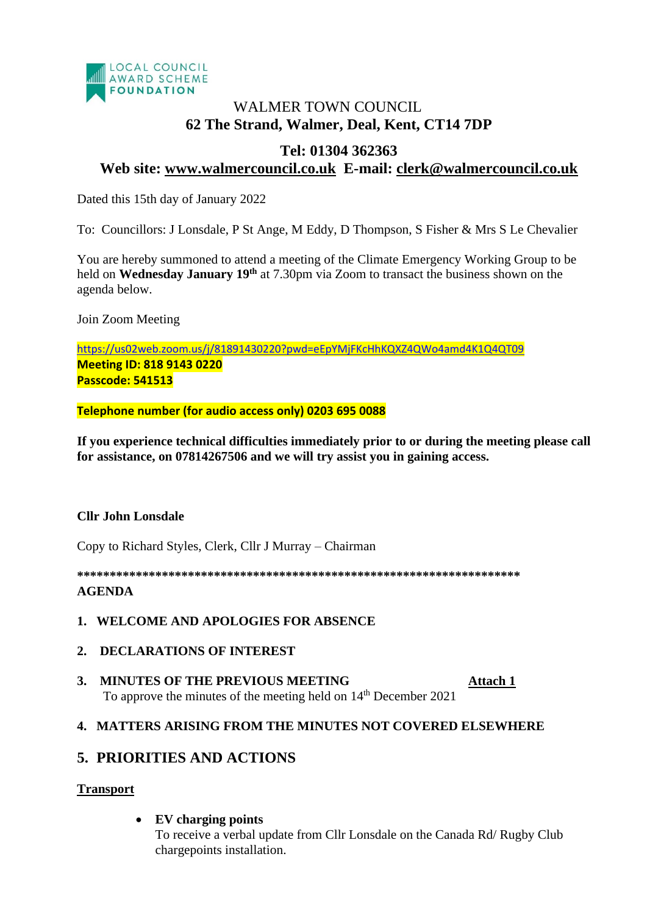LOCAL COUNCIL AWARD SCHEME FOUNDATION

# WALMER TOWN COUNCIL

**62 The Strand, Walmer, Deal, Kent, CT14 7DP**

**Tel: 01304 362363**

**Web site: www.walmercouncil.co.uk E-mail: clerk@walmercouncil.co.uk**

Dated this 15th day of January 2022

To: Councillors: J Lonsdale, P St Ange, M Eddy, D Thompson, S Fisher & Mrs S Le Chevalier

You are hereby summoned to attend a meeting of the Climate Emergency Working Group to be held on **Wednesday January 19th** at 7.30pm via Zoom to transact the business shown on the agenda below.

Join Zoom Meeting

https://us02web.zoom.us/j/81891430220?pwd=eEpYMjFKcHhKQXZ4QWo4amd4K1Q4QT09
**Meeting ID: 818 9143 0220**
**Passcode: 541513**

**Telephone number (for audio access only) 0203 695 0088**

**If you experience technical difficulties immediately prior to or during the meeting please call for assistance, on 07814267506 and we will try assist you in gaining access.**

**Cllr John Lonsdale**

Copy to Richard Styles, Clerk, Cllr J Murray – Chairman

**\*\*\*\*\*\*\*\*\*\*\*\*\*\*\*\*\*\*\*\*\*\*\*\*\*\*\*\*\*\*\*\*\*\*\*\*\*\*\*\*\*\*\*\*\*\*\*\*\*\*\*\*\*\*\*\*\*\*\*\*\*\*\*\*\*\*\*\*\*\***

**AGENDA**

1. **WELCOME AND APOLOGIES FOR ABSENCE**

2. **DECLARATIONS OF INTEREST**

3. **MINUTES OF THE PREVIOUS MEETING** **Attach 1**
   To approve the minutes of the meeting held on 14th December 2021

4. **MATTERS ARISING FROM THE MINUTES NOT COVERED ELSEWHERE**

## 5. PRIORITIES AND ACTIONS

**Transport**

- **EV charging points**
  To receive a verbal update from Cllr Lonsdale on the Canada Rd/ Rugby Club chargepoints installation.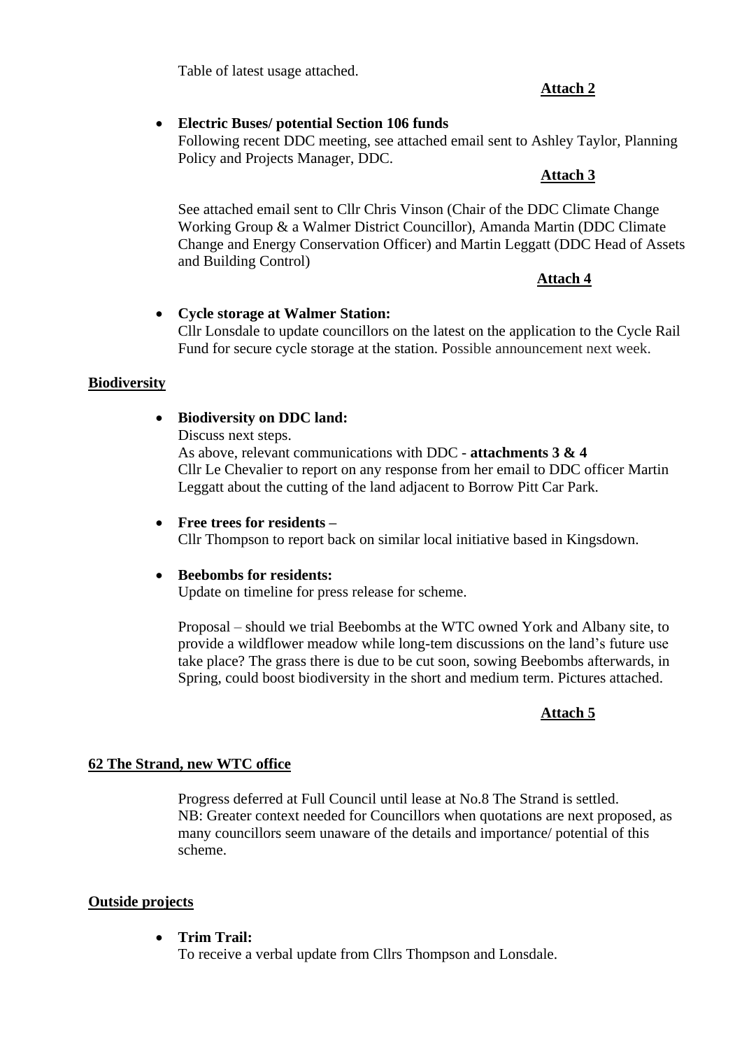Table of latest usage attached.

**Attach 2**

- **Electric Buses/ potential Section 106 funds**
  Following recent DDC meeting, see attached email sent to Ashley Taylor, Planning Policy and Projects Manager, DDC.

  **Attach 3**

  See attached email sent to Cllr Chris Vinson (Chair of the DDC Climate Change Working Group & a Walmer District Councillor), Amanda Martin (DDC Climate Change and Energy Conservation Officer) and Martin Leggatt (DDC Head of Assets and Building Control)

  **Attach 4**

- **Cycle storage at Walmer Station:**
  Cllr Lonsdale to update councillors on the latest on the application to the Cycle Rail Fund for secure cycle storage at the station. Possible announcement next week.

## Biodiversity

- **Biodiversity on DDC land:**
  Discuss next steps.
  As above, relevant communications with DDC - **attachments 3 & 4**
  Cllr Le Chevalier to report on any response from her email to DDC officer Martin Leggatt about the cutting of the land adjacent to Borrow Pitt Car Park.

- **Free trees for residents –**
  Cllr Thompson to report back on similar local initiative based in Kingsdown.

- **Beebombs for residents:**
  Update on timeline for press release for scheme.

  Proposal – should we trial Beebombs at the WTC owned York and Albany site, to provide a wildflower meadow while long-tem discussions on the land's future use take place? The grass there is due to be cut soon, sowing Beebombs afterwards, in Spring, could boost biodiversity in the short and medium term. Pictures attached.

  **Attach 5**

## 62 The Strand, new WTC office

Progress deferred at Full Council until lease at No.8 The Strand is settled.
NB: Greater context needed for Councillors when quotations are next proposed, as many councillors seem unaware of the details and importance/ potential of this scheme.

## Outside projects

- **Trim Trail:**
  To receive a verbal update from Cllrs Thompson and Lonsdale.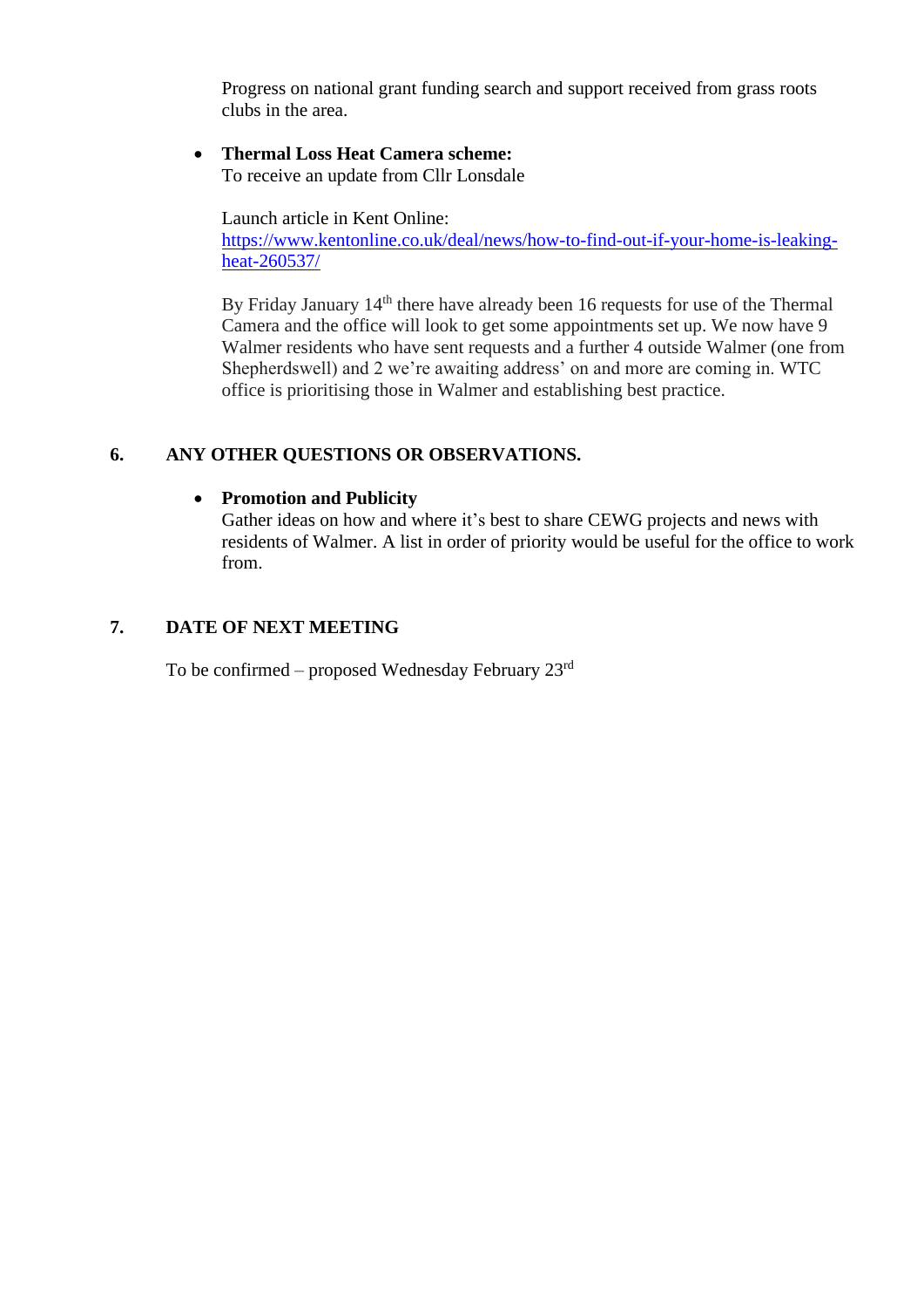Progress on national grant funding search and support received from grass roots clubs in the area.

- **Thermal Loss Heat Camera scheme:**
  To receive an update from Cllr Lonsdale

  Launch article in Kent Online:
  https://www.kentonline.co.uk/deal/news/how-to-find-out-if-your-home-is-leaking-heat-260537/

  By Friday January 14th there have already been 16 requests for use of the Thermal Camera and the office will look to get some appointments set up. We now have 9 Walmer residents who have sent requests and a further 4 outside Walmer (one from Shepherdswell) and 2 we're awaiting address' on and more are coming in. WTC office is prioritising those in Walmer and establishing best practice.

## 6. ANY OTHER QUESTIONS OR OBSERVATIONS.

- **Promotion and Publicity**
  Gather ideas on how and where it's best to share CEWG projects and news with residents of Walmer. A list in order of priority would be useful for the office to work from.

## 7. DATE OF NEXT MEETING

To be confirmed – proposed Wednesday February 23rd